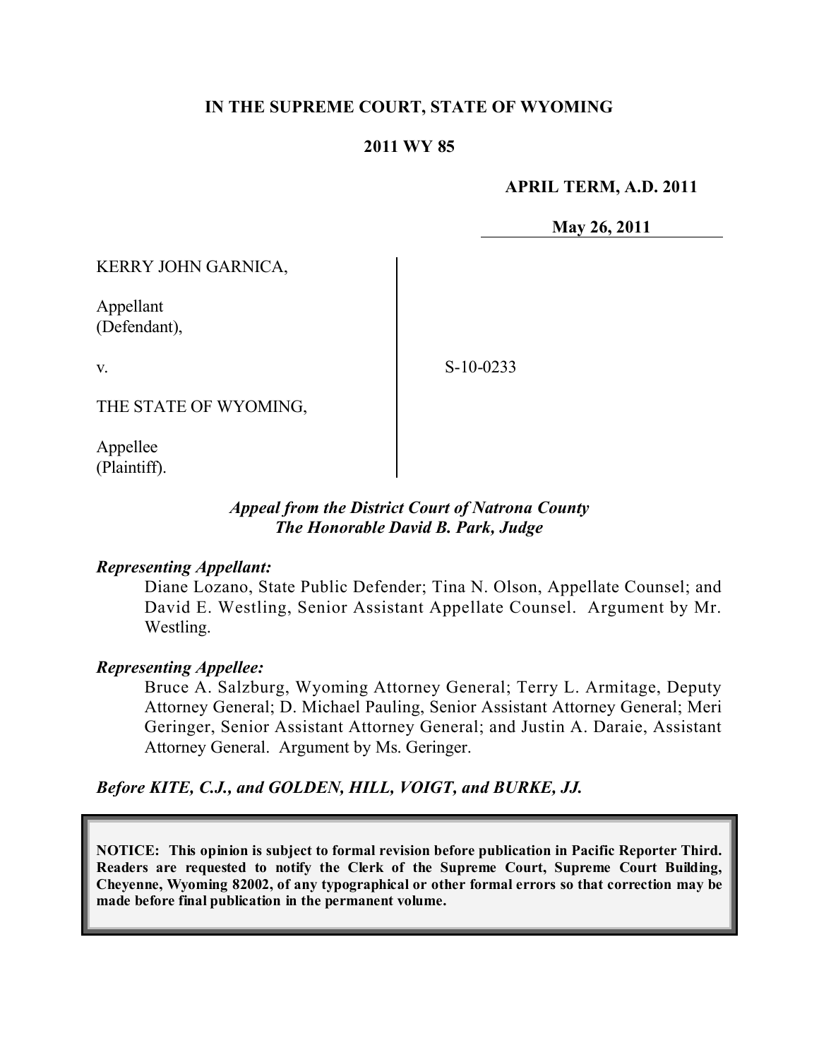**IN THE SUPREME COURT, STATE OF WYOMING**

**2011 WY 85**

**APRIL TERM, A.D. 2011**

**May 26, 2011**

KERRY JOHN GARNICA,

Appellant
(Defendant),

v.

THE STATE OF WYOMING,

Appellee
(Plaintiff).

S-10-0233

***Appeal from the District Court of Natrona County***
***The Honorable David B. Park, Judge***

***Representing Appellant:***

Diane Lozano, State Public Defender; Tina N. Olson, Appellate Counsel; and David E. Westling, Senior Assistant Appellate Counsel. Argument by Mr. Westling.

***Representing Appellee:***

Bruce A. Salzburg, Wyoming Attorney General; Terry L. Armitage, Deputy Attorney General; D. Michael Pauling, Senior Assistant Attorney General; Meri Geringer, Senior Assistant Attorney General; and Justin A. Daraie, Assistant Attorney General. Argument by Ms. Geringer.

***Before KITE, C.J., and GOLDEN, HILL, VOIGT, and BURKE, JJ.***

**NOTICE: This opinion is subject to formal revision before publication in Pacific Reporter Third. Readers are requested to notify the Clerk of the Supreme Court, Supreme Court Building, Cheyenne, Wyoming 82002, of any typographical or other formal errors so that correction may be made before final publication in the permanent volume.**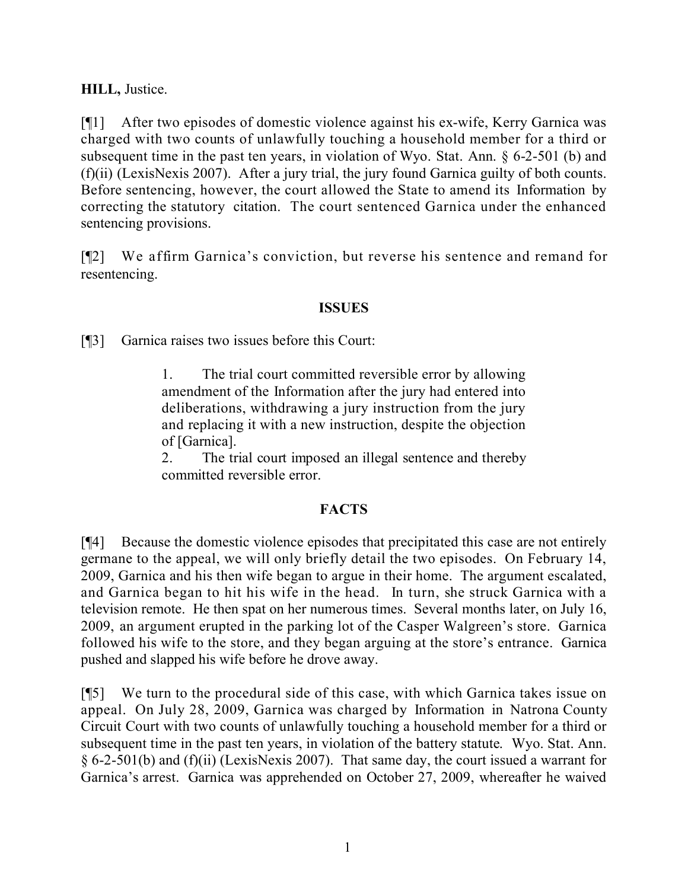**HILL,** Justice.

[¶1] After two episodes of domestic violence against his ex-wife, Kerry Garnica was charged with two counts of unlawfully touching a household member for a third or subsequent time in the past ten years, in violation of Wyo. Stat. Ann. § 6-2-501 (b) and (f)(ii) (LexisNexis 2007). After a jury trial, the jury found Garnica guilty of both counts. Before sentencing, however, the court allowed the State to amend its Information by correcting the statutory citation. The court sentenced Garnica under the enhanced sentencing provisions.

[¶2] We affirm Garnica's conviction, but reverse his sentence and remand for resentencing.

## ISSUES

[¶3] Garnica raises two issues before this Court:

> 1. The trial court committed reversible error by allowing amendment of the Information after the jury had entered into deliberations, withdrawing a jury instruction from the jury and replacing it with a new instruction, despite the objection of [Garnica].
>
> 2. The trial court imposed an illegal sentence and thereby committed reversible error.

## FACTS

[¶4] Because the domestic violence episodes that precipitated this case are not entirely germane to the appeal, we will only briefly detail the two episodes. On February 14, 2009, Garnica and his then wife began to argue in their home. The argument escalated, and Garnica began to hit his wife in the head. In turn, she struck Garnica with a television remote. He then spat on her numerous times. Several months later, on July 16, 2009, an argument erupted in the parking lot of the Casper Walgreen's store. Garnica followed his wife to the store, and they began arguing at the store's entrance. Garnica pushed and slapped his wife before he drove away.

[¶5] We turn to the procedural side of this case, with which Garnica takes issue on appeal. On July 28, 2009, Garnica was charged by Information in Natrona County Circuit Court with two counts of unlawfully touching a household member for a third or subsequent time in the past ten years, in violation of the battery statute. Wyo. Stat. Ann. § 6-2-501(b) and (f)(ii) (LexisNexis 2007). That same day, the court issued a warrant for Garnica's arrest. Garnica was apprehended on October 27, 2009, whereafter he waived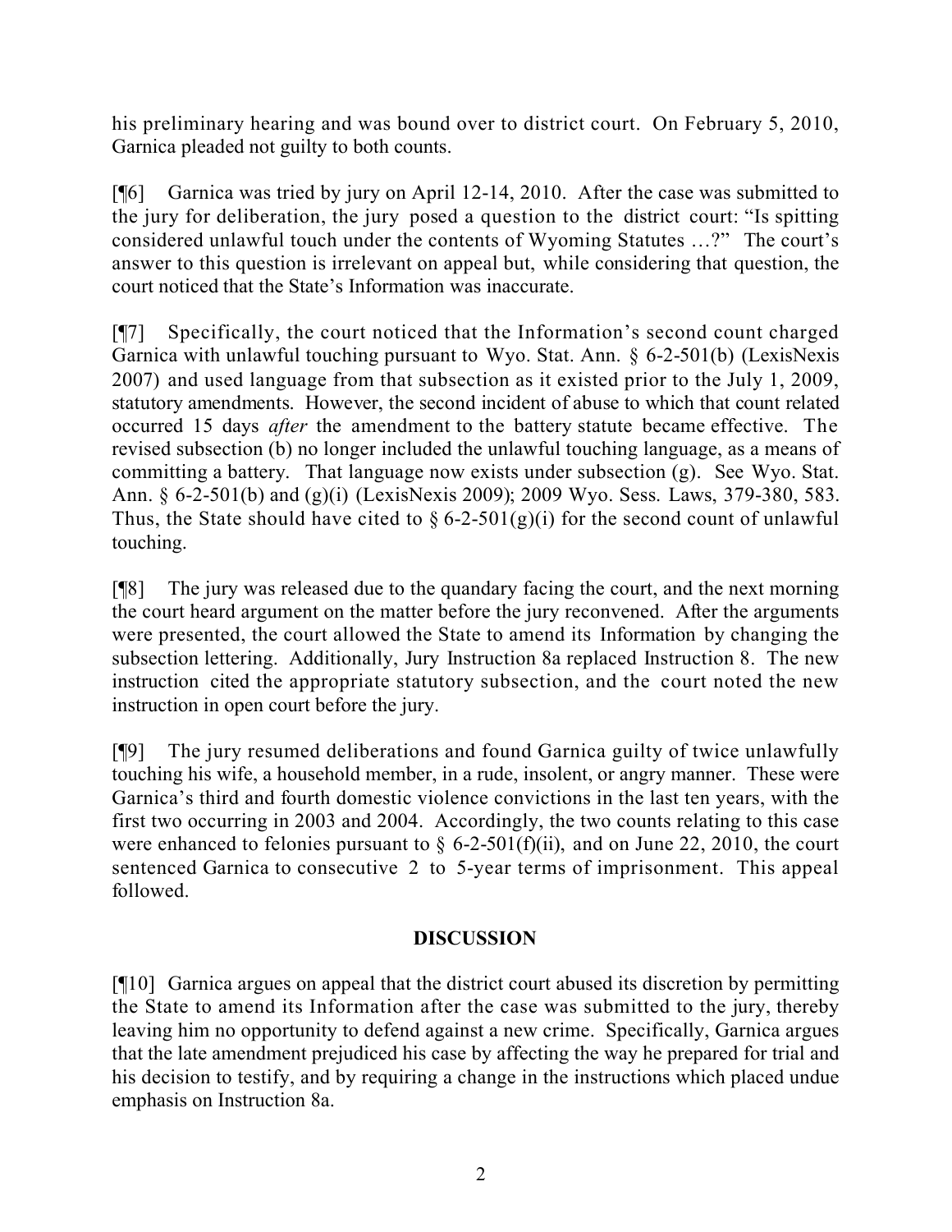his preliminary hearing and was bound over to district court. On February 5, 2010, Garnica pleaded not guilty to both counts.

[¶6] Garnica was tried by jury on April 12-14, 2010. After the case was submitted to the jury for deliberation, the jury posed a question to the district court: "Is spitting considered unlawful touch under the contents of Wyoming Statutes …?" The court's answer to this question is irrelevant on appeal but, while considering that question, the court noticed that the State's Information was inaccurate.

[¶7] Specifically, the court noticed that the Information's second count charged Garnica with unlawful touching pursuant to Wyo. Stat. Ann. § 6-2-501(b) (LexisNexis 2007) and used language from that subsection as it existed prior to the July 1, 2009, statutory amendments. However, the second incident of abuse to which that count related occurred 15 days *after* the amendment to the battery statute became effective. The revised subsection (b) no longer included the unlawful touching language, as a means of committing a battery. That language now exists under subsection (g). See Wyo. Stat. Ann. § 6-2-501(b) and (g)(i) (LexisNexis 2009); 2009 Wyo. Sess. Laws, 379-380, 583. Thus, the State should have cited to § 6-2-501(g)(i) for the second count of unlawful touching.

[¶8] The jury was released due to the quandary facing the court, and the next morning the court heard argument on the matter before the jury reconvened. After the arguments were presented, the court allowed the State to amend its Information by changing the subsection lettering. Additionally, Jury Instruction 8a replaced Instruction 8. The new instruction cited the appropriate statutory subsection, and the court noted the new instruction in open court before the jury.

[¶9] The jury resumed deliberations and found Garnica guilty of twice unlawfully touching his wife, a household member, in a rude, insolent, or angry manner. These were Garnica's third and fourth domestic violence convictions in the last ten years, with the first two occurring in 2003 and 2004. Accordingly, the two counts relating to this case were enhanced to felonies pursuant to § 6-2-501(f)(ii), and on June 22, 2010, the court sentenced Garnica to consecutive 2 to 5-year terms of imprisonment. This appeal followed.

## DISCUSSION

[¶10] Garnica argues on appeal that the district court abused its discretion by permitting the State to amend its Information after the case was submitted to the jury, thereby leaving him no opportunity to defend against a new crime. Specifically, Garnica argues that the late amendment prejudiced his case by affecting the way he prepared for trial and his decision to testify, and by requiring a change in the instructions which placed undue emphasis on Instruction 8a.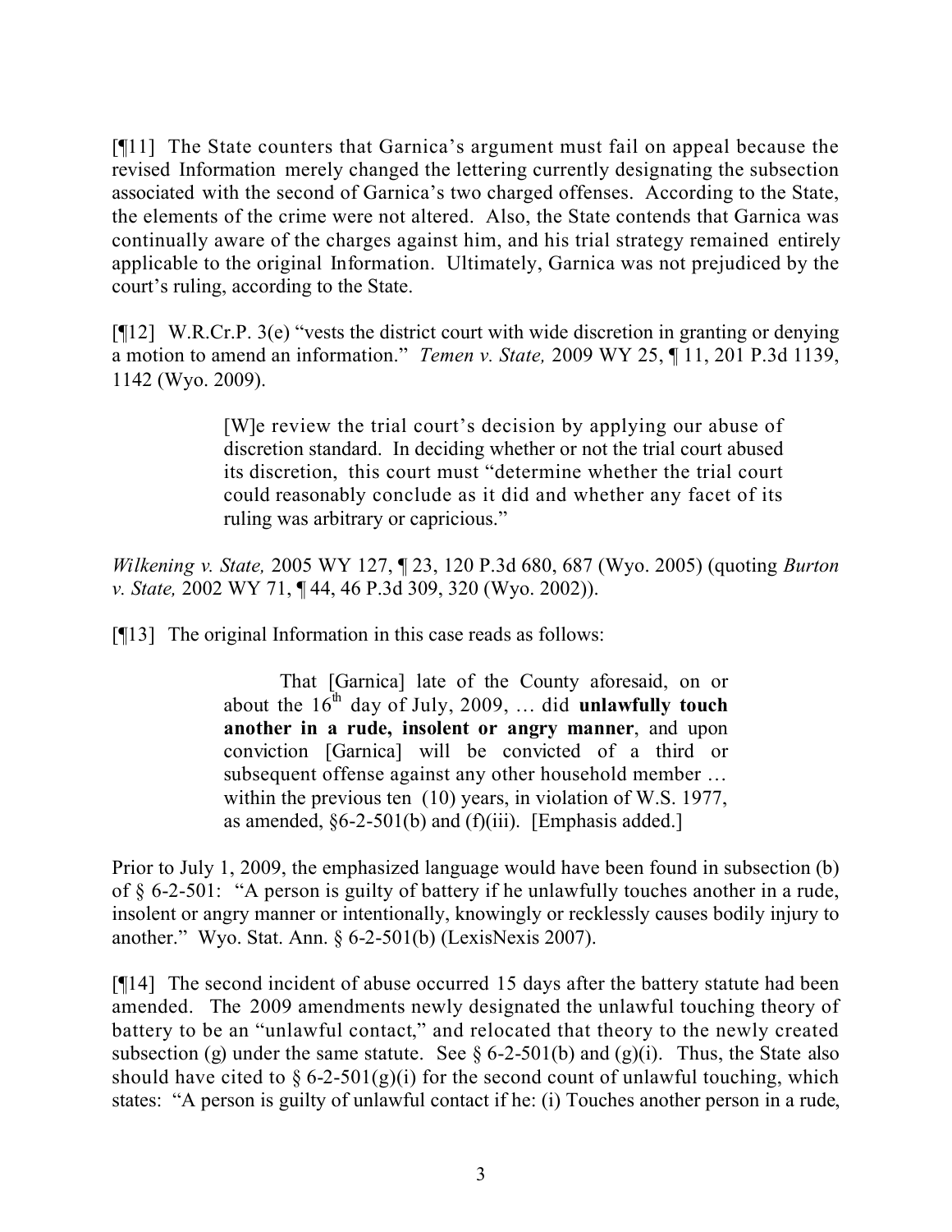[¶11] The State counters that Garnica's argument must fail on appeal because the revised Information merely changed the lettering currently designating the subsection associated with the second of Garnica's two charged offenses. According to the State, the elements of the crime were not altered. Also, the State contends that Garnica was continually aware of the charges against him, and his trial strategy remained entirely applicable to the original Information. Ultimately, Garnica was not prejudiced by the court's ruling, according to the State.

[¶12] W.R.Cr.P. 3(e) "vests the district court with wide discretion in granting or denying a motion to amend an information." *Temen v. State,* 2009 WY 25, ¶ 11, 201 P.3d 1139, 1142 (Wyo. 2009).

> [W]e review the trial court's decision by applying our abuse of discretion standard. In deciding whether or not the trial court abused its discretion, this court must "determine whether the trial court could reasonably conclude as it did and whether any facet of its ruling was arbitrary or capricious."

*Wilkening v. State,* 2005 WY 127, ¶ 23, 120 P.3d 680, 687 (Wyo. 2005) (quoting *Burton v. State,* 2002 WY 71, ¶ 44, 46 P.3d 309, 320 (Wyo. 2002)).

[¶13] The original Information in this case reads as follows:

> That [Garnica] late of the County aforesaid, on or about the 16th day of July, 2009, … did **unlawfully touch another in a rude, insolent or angry manner**, and upon conviction [Garnica] will be convicted of a third or subsequent offense against any other household member … within the previous ten (10) years, in violation of W.S. 1977, as amended, §6-2-501(b) and (f)(iii). [Emphasis added.]

Prior to July 1, 2009, the emphasized language would have been found in subsection (b) of § 6-2-501: "A person is guilty of battery if he unlawfully touches another in a rude, insolent or angry manner or intentionally, knowingly or recklessly causes bodily injury to another." Wyo. Stat. Ann. § 6-2-501(b) (LexisNexis 2007).

[¶14] The second incident of abuse occurred 15 days after the battery statute had been amended. The 2009 amendments newly designated the unlawful touching theory of battery to be an "unlawful contact," and relocated that theory to the newly created subsection (g) under the same statute. See § 6-2-501(b) and (g)(i). Thus, the State also should have cited to § 6-2-501(g)(i) for the second count of unlawful touching, which states: "A person is guilty of unlawful contact if he: (i) Touches another person in a rude,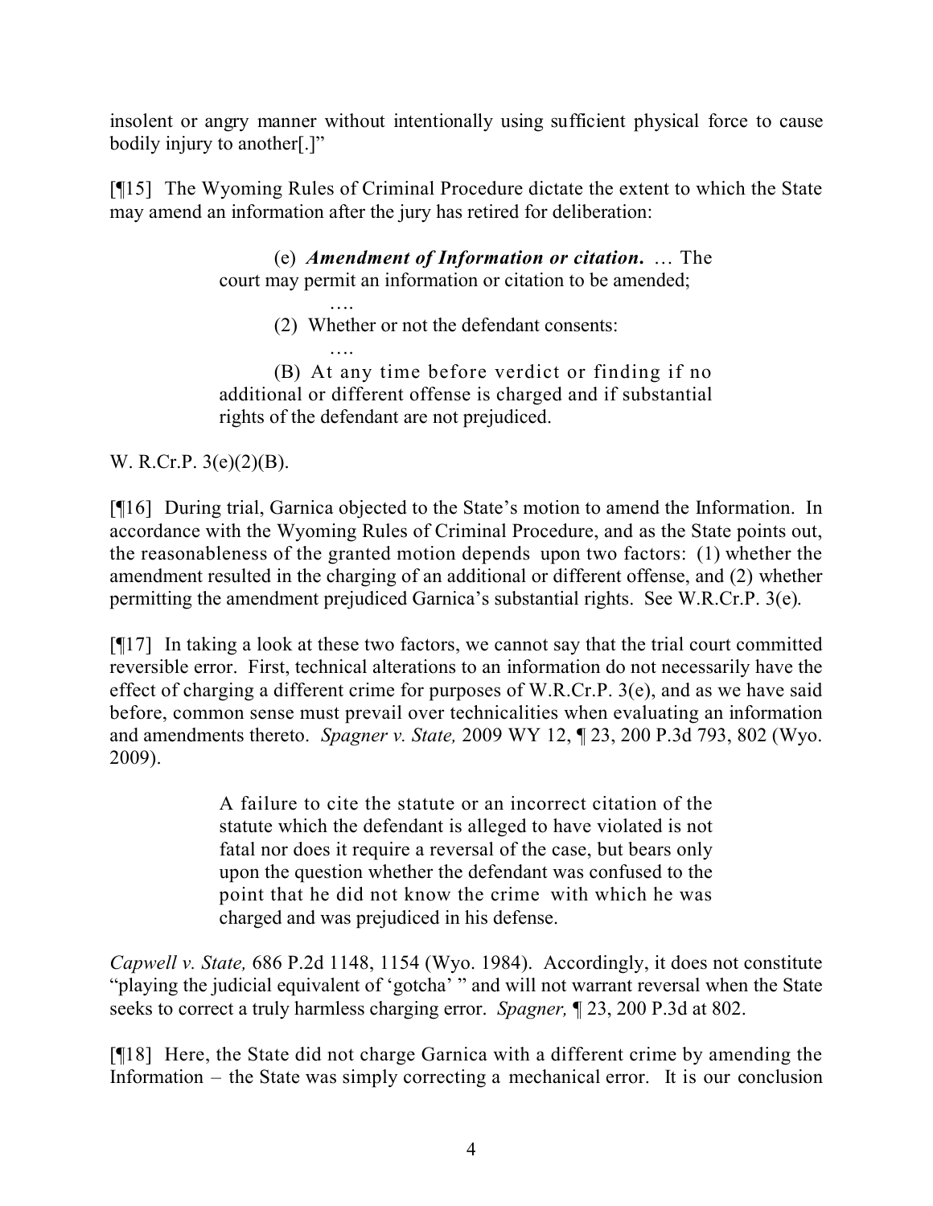insolent or angry manner without intentionally using sufficient physical force to cause bodily injury to another[.]"

[¶15] The Wyoming Rules of Criminal Procedure dictate the extent to which the State may amend an information after the jury has retired for deliberation:

> (e) ***Amendment of Information or citation.*** … The court may permit an information or citation to be amended;
>
> ….
>
> (2) Whether or not the defendant consents:
>
> ….
>
> (B) At any time before verdict or finding if no additional or different offense is charged and if substantial rights of the defendant are not prejudiced.

W. R.Cr.P. 3(e)(2)(B).

[¶16] During trial, Garnica objected to the State's motion to amend the Information. In accordance with the Wyoming Rules of Criminal Procedure, and as the State points out, the reasonableness of the granted motion depends upon two factors: (1) whether the amendment resulted in the charging of an additional or different offense, and (2) whether permitting the amendment prejudiced Garnica's substantial rights. See W.R.Cr.P. 3(e).

[¶17] In taking a look at these two factors, we cannot say that the trial court committed reversible error. First, technical alterations to an information do not necessarily have the effect of charging a different crime for purposes of W.R.Cr.P. 3(e), and as we have said before, common sense must prevail over technicalities when evaluating an information and amendments thereto. *Spagner v. State,* 2009 WY 12, ¶ 23, 200 P.3d 793, 802 (Wyo. 2009).

> A failure to cite the statute or an incorrect citation of the statute which the defendant is alleged to have violated is not fatal nor does it require a reversal of the case, but bears only upon the question whether the defendant was confused to the point that he did not know the crime with which he was charged and was prejudiced in his defense.

*Capwell v. State,* 686 P.2d 1148, 1154 (Wyo. 1984). Accordingly, it does not constitute "playing the judicial equivalent of 'gotcha' " and will not warrant reversal when the State seeks to correct a truly harmless charging error. *Spagner,* ¶ 23, 200 P.3d at 802.

[¶18] Here, the State did not charge Garnica with a different crime by amending the Information – the State was simply correcting a mechanical error. It is our conclusion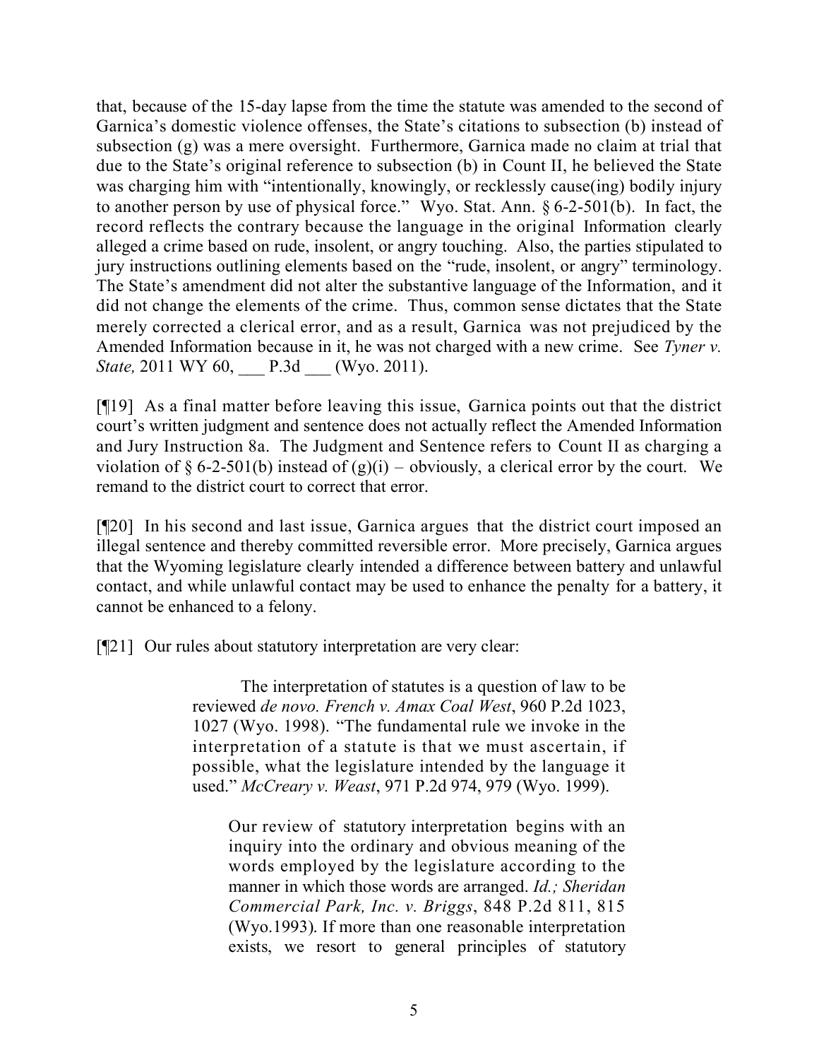that, because of the 15-day lapse from the time the statute was amended to the second of Garnica's domestic violence offenses, the State's citations to subsection (b) instead of subsection (g) was a mere oversight. Furthermore, Garnica made no claim at trial that due to the State's original reference to subsection (b) in Count II, he believed the State was charging him with "intentionally, knowingly, or recklessly cause(ing) bodily injury to another person by use of physical force." Wyo. Stat. Ann. § 6-2-501(b). In fact, the record reflects the contrary because the language in the original Information clearly alleged a crime based on rude, insolent, or angry touching. Also, the parties stipulated to jury instructions outlining elements based on the "rude, insolent, or angry" terminology. The State's amendment did not alter the substantive language of the Information, and it did not change the elements of the crime. Thus, common sense dictates that the State merely corrected a clerical error, and as a result, Garnica was not prejudiced by the Amended Information because in it, he was not charged with a new crime. See *Tyner v. State,* 2011 WY 60, ___ P.3d ___ (Wyo. 2011).

[¶19] As a final matter before leaving this issue, Garnica points out that the district court's written judgment and sentence does not actually reflect the Amended Information and Jury Instruction 8a. The Judgment and Sentence refers to Count II as charging a violation of § 6-2-501(b) instead of (g)(i) – obviously, a clerical error by the court. We remand to the district court to correct that error.

[¶20] In his second and last issue, Garnica argues that the district court imposed an illegal sentence and thereby committed reversible error. More precisely, Garnica argues that the Wyoming legislature clearly intended a difference between battery and unlawful contact, and while unlawful contact may be used to enhance the penalty for a battery, it cannot be enhanced to a felony.

[¶21] Our rules about statutory interpretation are very clear:

> The interpretation of statutes is a question of law to be reviewed *de novo. French v. Amax Coal West*, 960 P.2d 1023, 1027 (Wyo. 1998). "The fundamental rule we invoke in the interpretation of a statute is that we must ascertain, if possible, what the legislature intended by the language it used." *McCreary v. Weast*, 971 P.2d 974, 979 (Wyo. 1999).
>
> Our review of statutory interpretation begins with an inquiry into the ordinary and obvious meaning of the words employed by the legislature according to the manner in which those words are arranged. *Id.; Sheridan Commercial Park, Inc. v. Briggs*, 848 P.2d 811, 815 (Wyo.1993). If more than one reasonable interpretation exists, we resort to general principles of statutory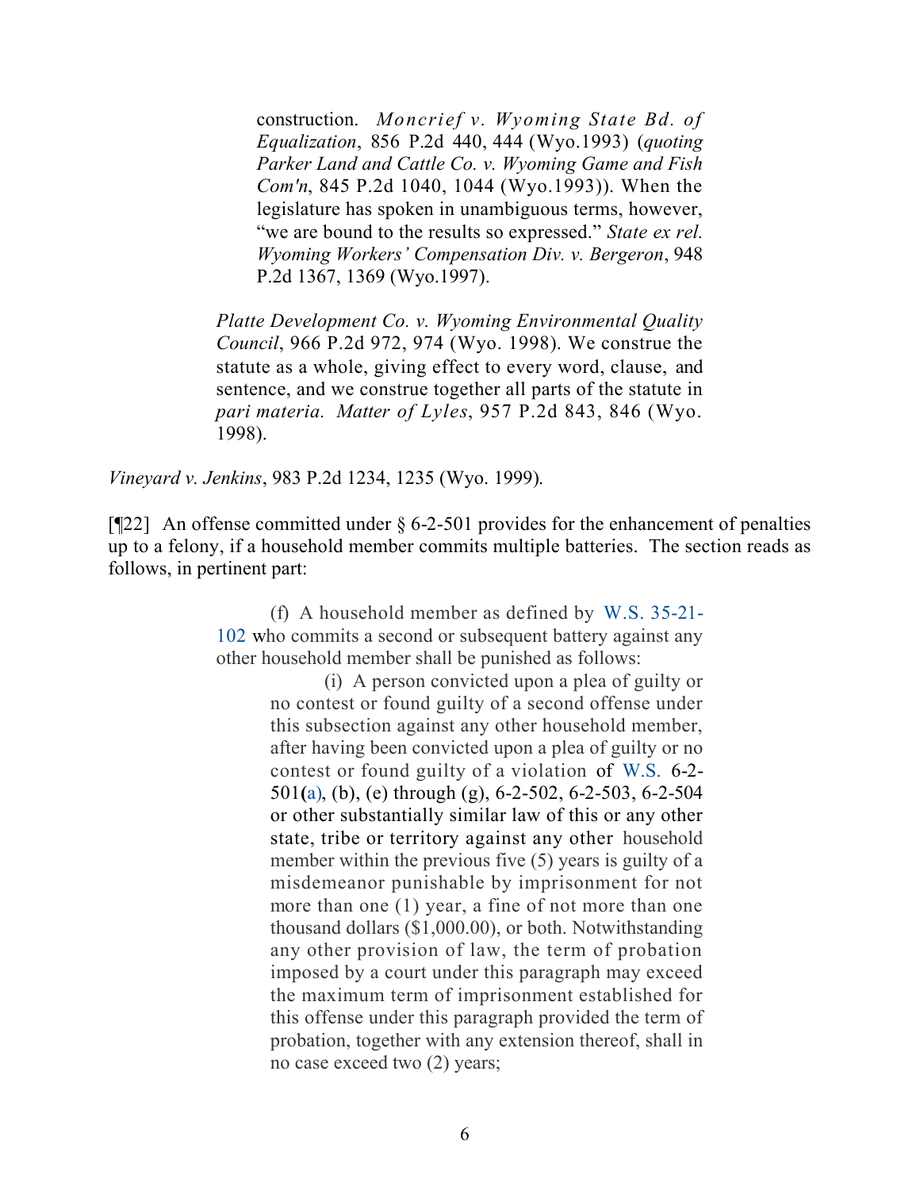> > construction. *Moncrief v. Wyoming State Bd. of Equalization*, 856 P.2d 440, 444 (Wyo.1993) (*quoting Parker Land and Cattle Co. v. Wyoming Game and Fish Com'n*, 845 P.2d 1040, 1044 (Wyo.1993)). When the legislature has spoken in unambiguous terms, however, "we are bound to the results so expressed." *State ex rel. Wyoming Workers' Compensation Div. v. Bergeron*, 948 P.2d 1367, 1369 (Wyo.1997).
>
> *Platte Development Co. v. Wyoming Environmental Quality Council*, 966 P.2d 972, 974 (Wyo. 1998). We construe the statute as a whole, giving effect to every word, clause, and sentence, and we construe together all parts of the statute in *pari materia*. *Matter of Lyles*, 957 P.2d 843, 846 (Wyo. 1998).

*Vineyard v. Jenkins*, 983 P.2d 1234, 1235 (Wyo. 1999).

[¶22] An offense committed under § 6-2-501 provides for the enhancement of penalties up to a felony, if a household member commits multiple batteries. The section reads as follows, in pertinent part:

> (f) A household member as defined by W.S. 35-21-102 who commits a second or subsequent battery against any other household member shall be punished as follows:
>
> > (i) A person convicted upon a plea of guilty or no contest or found guilty of a second offense under this subsection against any other household member, after having been convicted upon a plea of guilty or no contest or found guilty of a violation of W.S. 6-2-501(a), (b), (e) through (g), 6-2-502, 6-2-503, 6-2-504 or other substantially similar law of this or any other state, tribe or territory against any other household member within the previous five (5) years is guilty of a misdemeanor punishable by imprisonment for not more than one (1) year, a fine of not more than one thousand dollars ($1,000.00), or both. Notwithstanding any other provision of law, the term of probation imposed by a court under this paragraph may exceed the maximum term of imprisonment established for this offense under this paragraph provided the term of probation, together with any extension thereof, shall in no case exceed two (2) years;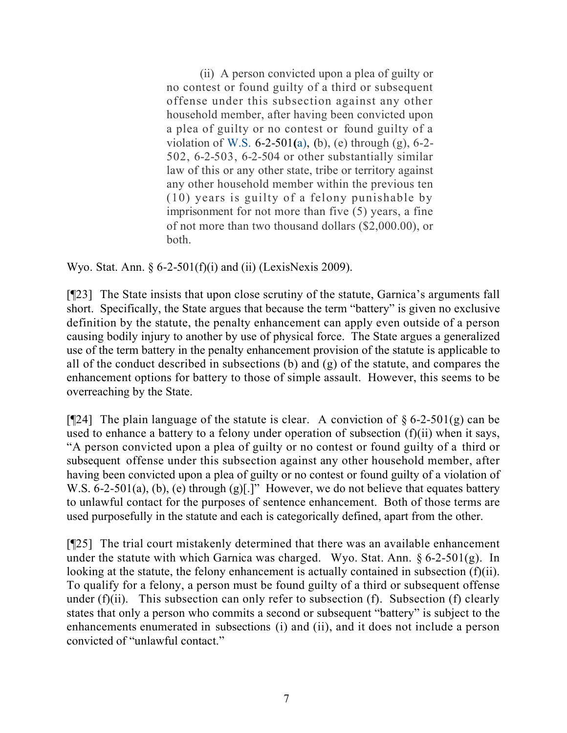> (ii) A person convicted upon a plea of guilty or no contest or found guilty of a third or subsequent offense under this subsection against any other household member, after having been convicted upon a plea of guilty or no contest or found guilty of a violation of W.S. 6-2-501(a), (b), (e) through (g), 6-2-502, 6-2-503, 6-2-504 or other substantially similar law of this or any other state, tribe or territory against any other household member within the previous ten (10) years is guilty of a felony punishable by imprisonment for not more than five (5) years, a fine of not more than two thousand dollars ($2,000.00), or both.

Wyo. Stat. Ann. § 6-2-501(f)(i) and (ii) (LexisNexis 2009).

[¶23] The State insists that upon close scrutiny of the statute, Garnica's arguments fall short. Specifically, the State argues that because the term "battery" is given no exclusive definition by the statute, the penalty enhancement can apply even outside of a person causing bodily injury to another by use of physical force. The State argues a generalized use of the term battery in the penalty enhancement provision of the statute is applicable to all of the conduct described in subsections (b) and (g) of the statute, and compares the enhancement options for battery to those of simple assault. However, this seems to be overreaching by the State.

[¶24] The plain language of the statute is clear. A conviction of § 6-2-501(g) can be used to enhance a battery to a felony under operation of subsection (f)(ii) when it says, "A person convicted upon a plea of guilty or no contest or found guilty of a third or subsequent offense under this subsection against any other household member, after having been convicted upon a plea of guilty or no contest or found guilty of a violation of W.S. 6-2-501(a), (b), (e) through (g)[.]" However, we do not believe that equates battery to unlawful contact for the purposes of sentence enhancement. Both of those terms are used purposefully in the statute and each is categorically defined, apart from the other.

[¶25] The trial court mistakenly determined that there was an available enhancement under the statute with which Garnica was charged. Wyo. Stat. Ann. § 6-2-501(g). In looking at the statute, the felony enhancement is actually contained in subsection (f)(ii). To qualify for a felony, a person must be found guilty of a third or subsequent offense under (f)(ii). This subsection can only refer to subsection (f). Subsection (f) clearly states that only a person who commits a second or subsequent "battery" is subject to the enhancements enumerated in subsections (i) and (ii), and it does not include a person convicted of "unlawful contact."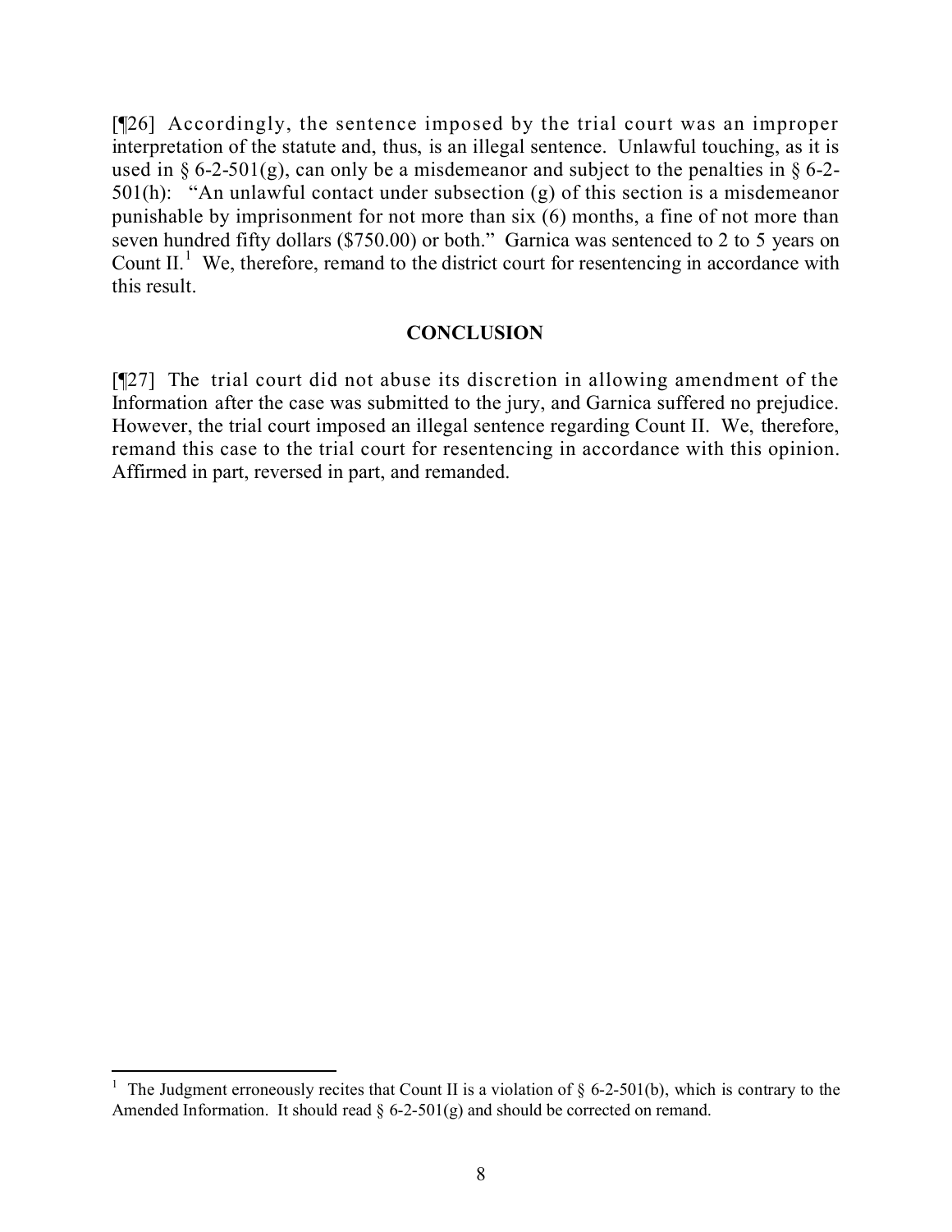[¶26] Accordingly, the sentence imposed by the trial court was an improper interpretation of the statute and, thus, is an illegal sentence. Unlawful touching, as it is used in § 6-2-501(g), can only be a misdemeanor and subject to the penalties in § 6-2-501(h): "An unlawful contact under subsection (g) of this section is a misdemeanor punishable by imprisonment for not more than six (6) months, a fine of not more than seven hundred fifty dollars ($750.00) or both." Garnica was sentenced to 2 to 5 years on Count II.[1] We, therefore, remand to the district court for resentencing in accordance with this result.

## CONCLUSION

[¶27] The trial court did not abuse its discretion in allowing amendment of the Information after the case was submitted to the jury, and Garnica suffered no prejudice. However, the trial court imposed an illegal sentence regarding Count II. We, therefore, remand this case to the trial court for resentencing in accordance with this opinion. Affirmed in part, reversed in part, and remanded.

---

[1] The Judgment erroneously recites that Count II is a violation of § 6-2-501(b), which is contrary to the Amended Information. It should read § 6-2-501(g) and should be corrected on remand.